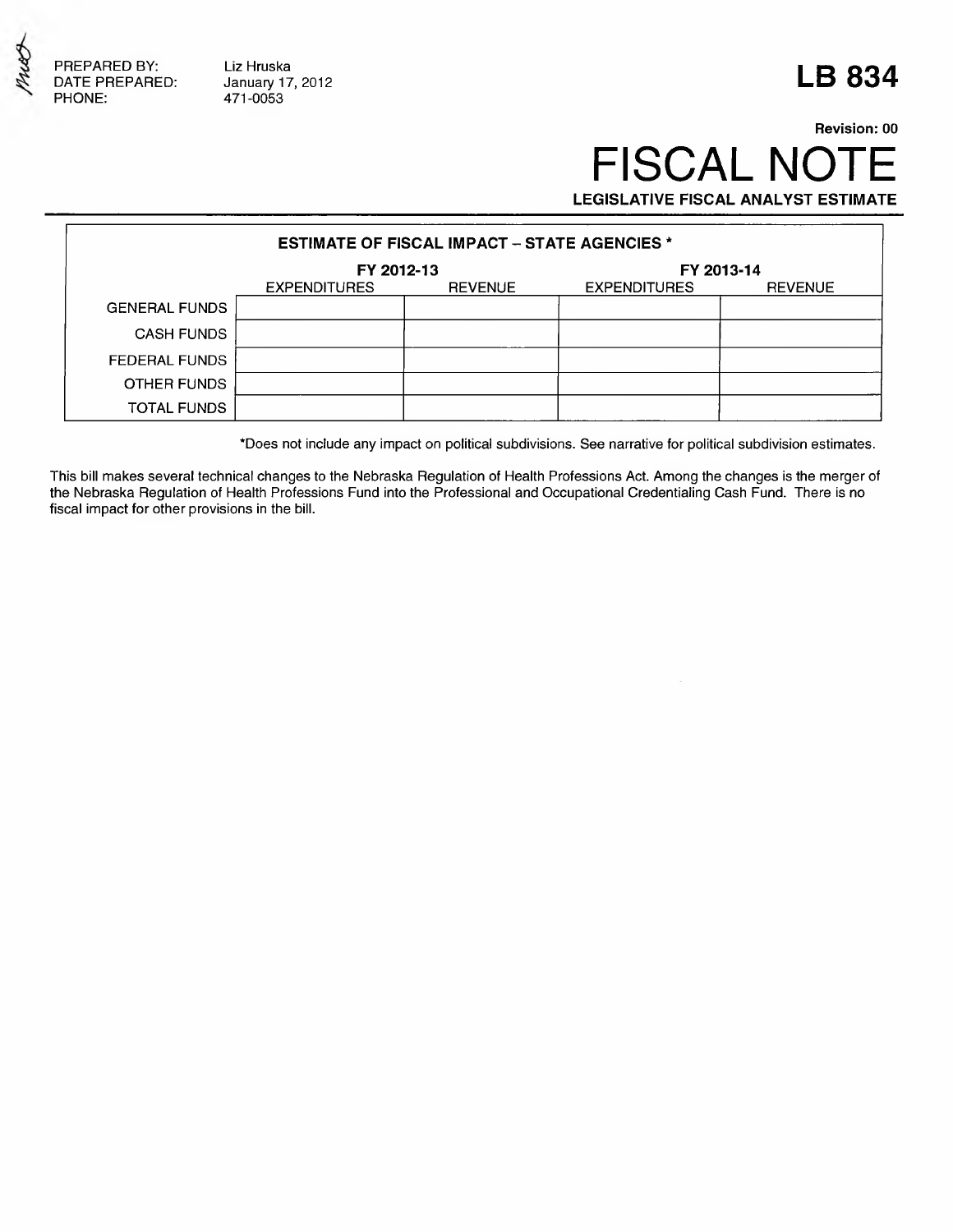PREPARED BY: Liz Hruska
DATE PREPARED: January 17, 2012
PHONE: 471-0053

# LB 834

**Revision: 00**

# FISCAL NOTE

**LEGISLATIVE FISCAL ANALYST ESTIMATE**

| ESTIMATE OF FISCAL IMPACT – STATE AGENCIES * | | | | |
|---|---|---|---|---|
| | FY 2012-13 | | FY 2013-14 | |
| | EXPENDITURES | REVENUE | EXPENDITURES | REVENUE |
| GENERAL FUNDS | | | | |
| CASH FUNDS | | | | |
| FEDERAL FUNDS | | | | |
| OTHER FUNDS | | | | |
| TOTAL FUNDS | | | | |

*Does not include any impact on political subdivisions. See narrative for political subdivision estimates.

This bill makes several technical changes to the Nebraska Regulation of Health Professions Act. Among the changes is the merger of the Nebraska Regulation of Health Professions Fund into the Professional and Occupational Credentialing Cash Fund. There is no fiscal impact for other provisions in the bill.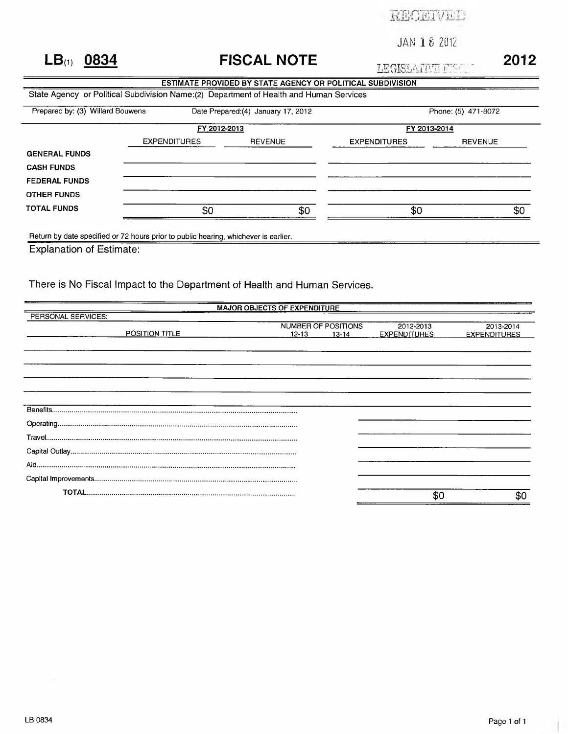RECEIVED

JAN 18 2012

LEGISLATIVE FISCAL

# LB(1) 0834 FISCAL NOTE 2012

**ESTIMATE PROVIDED BY STATE AGENCY OR POLITICAL SUBDIVISION**

State Agency or Political Subdivision Name:(2) Department of Health and Human Services

Prepared by: (3) Willard Bouwens | Date Prepared:(4) January 17, 2012 | Phone: (5) 471-8072

| | FY 2012-2013 | | FY 2013-2014 | |
|---|---|---|---|---|
| | EXPENDITURES | REVENUE | EXPENDITURES | REVENUE |
| GENERAL FUNDS | | | | |
| CASH FUNDS | | | | |
| FEDERAL FUNDS | | | | |
| OTHER FUNDS | | | | |
| TOTAL FUNDS | $0 | $0 | $0 | $0 |

Return by date specified or 72 hours prior to public hearing, whichever is earlier.

Explanation of Estimate:

There is No Fiscal Impact to the Department of Health and Human Services.

**MAJOR OBJECTS OF EXPENDITURE**

PERSONAL SERVICES:

| POSITION TITLE | NUMBER OF POSITIONS 12-13 | NUMBER OF POSITIONS 13-14 | 2012-2013 EXPENDITURES | 2013-2014 EXPENDITURES |
|---|---|---|---|---|
| | | | | |
| Benefits | | | | |
| Operating | | | | |
| Travel | | | | |
| Capital Outlay | | | | |
| Aid | | | | |
| Capital Improvements | | | | |
| **TOTAL** | | | $0 | $0 |